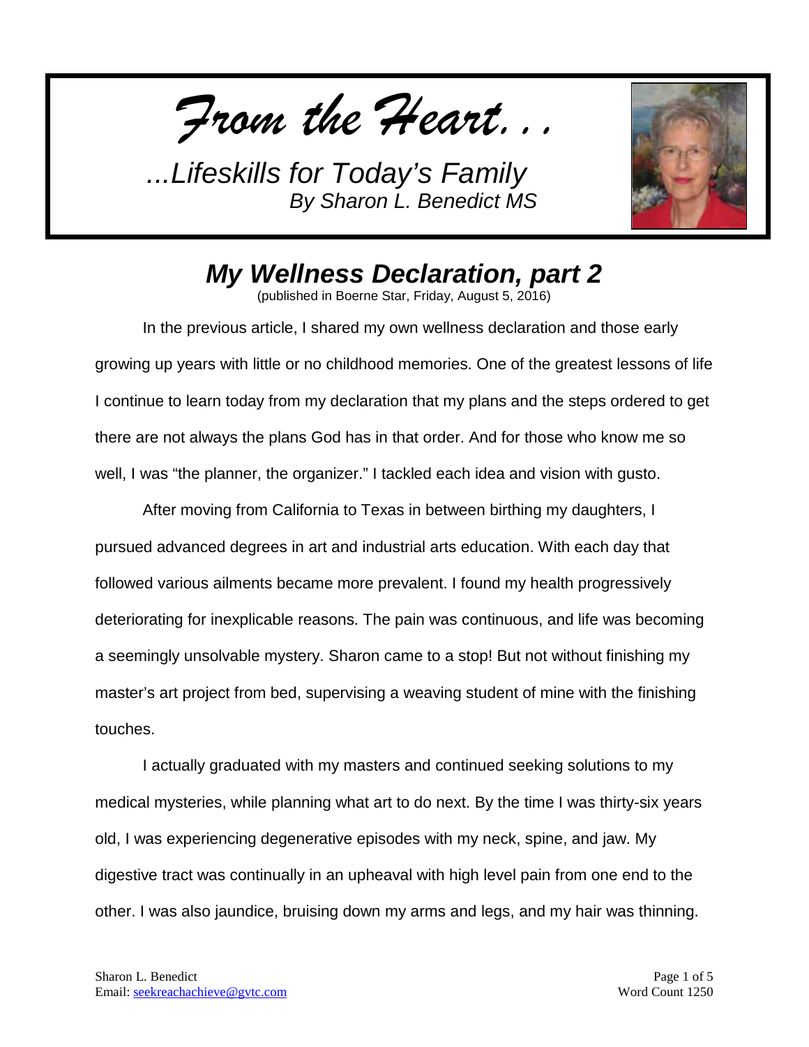# *From the Heart...*

*...Lifeskills for Today's Family*
*By Sharon L. Benedict MS*

## *My Wellness Declaration, part 2*

(published in Boerne Star, Friday, August 5, 2016)

In the previous article, I shared my own wellness declaration and those early growing up years with little or no childhood memories. One of the greatest lessons of life I continue to learn today from my declaration that my plans and the steps ordered to get there are not always the plans God has in that order. And for those who know me so well, I was "the planner, the organizer." I tackled each idea and vision with gusto.

After moving from California to Texas in between birthing my daughters, I pursued advanced degrees in art and industrial arts education. With each day that followed various ailments became more prevalent. I found my health progressively deteriorating for inexplicable reasons. The pain was continuous, and life was becoming a seemingly unsolvable mystery. Sharon came to a stop! But not without finishing my master's art project from bed, supervising a weaving student of mine with the finishing touches.

I actually graduated with my masters and continued seeking solutions to my medical mysteries, while planning what art to do next. By the time I was thirty-six years old, I was experiencing degenerative episodes with my neck, spine, and jaw. My digestive tract was continually in an upheaval with high level pain from one end to the other. I was also jaundice, bruising down my arms and legs, and my hair was thinning.

Sharon L. Benedict
Email: seekreachachieve@gvtc.com

Word Count 1250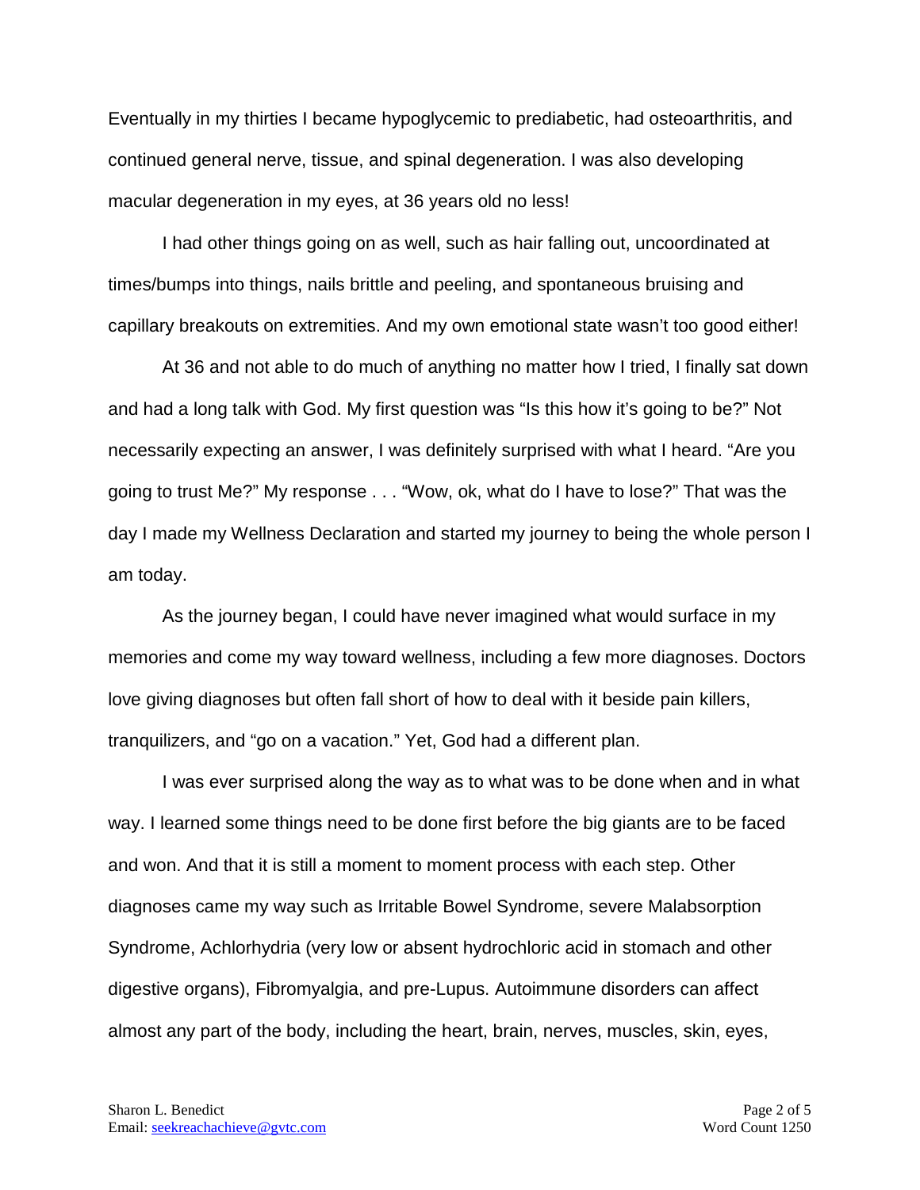Eventually in my thirties I became hypoglycemic to prediabetic, had osteoarthritis, and continued general nerve, tissue, and spinal degeneration. I was also developing macular degeneration in my eyes, at 36 years old no less!

I had other things going on as well, such as hair falling out, uncoordinated at times/bumps into things, nails brittle and peeling, and spontaneous bruising and capillary breakouts on extremities. And my own emotional state wasn't too good either!

At 36 and not able to do much of anything no matter how I tried, I finally sat down and had a long talk with God. My first question was "Is this how it's going to be?" Not necessarily expecting an answer, I was definitely surprised with what I heard. "Are you going to trust Me?" My response . . . "Wow, ok, what do I have to lose?" That was the day I made my Wellness Declaration and started my journey to being the whole person I am today.

As the journey began, I could have never imagined what would surface in my memories and come my way toward wellness, including a few more diagnoses. Doctors love giving diagnoses but often fall short of how to deal with it beside pain killers, tranquilizers, and "go on a vacation." Yet, God had a different plan.

I was ever surprised along the way as to what was to be done when and in what way. I learned some things need to be done first before the big giants are to be faced and won. And that it is still a moment to moment process with each step. Other diagnoses came my way such as Irritable Bowel Syndrome, severe Malabsorption Syndrome, Achlorhydria (very low or absent hydrochloric acid in stomach and other digestive organs), Fibromyalgia, and pre-Lupus. Autoimmune disorders can affect almost any part of the body, including the heart, brain, nerves, muscles, skin, eyes,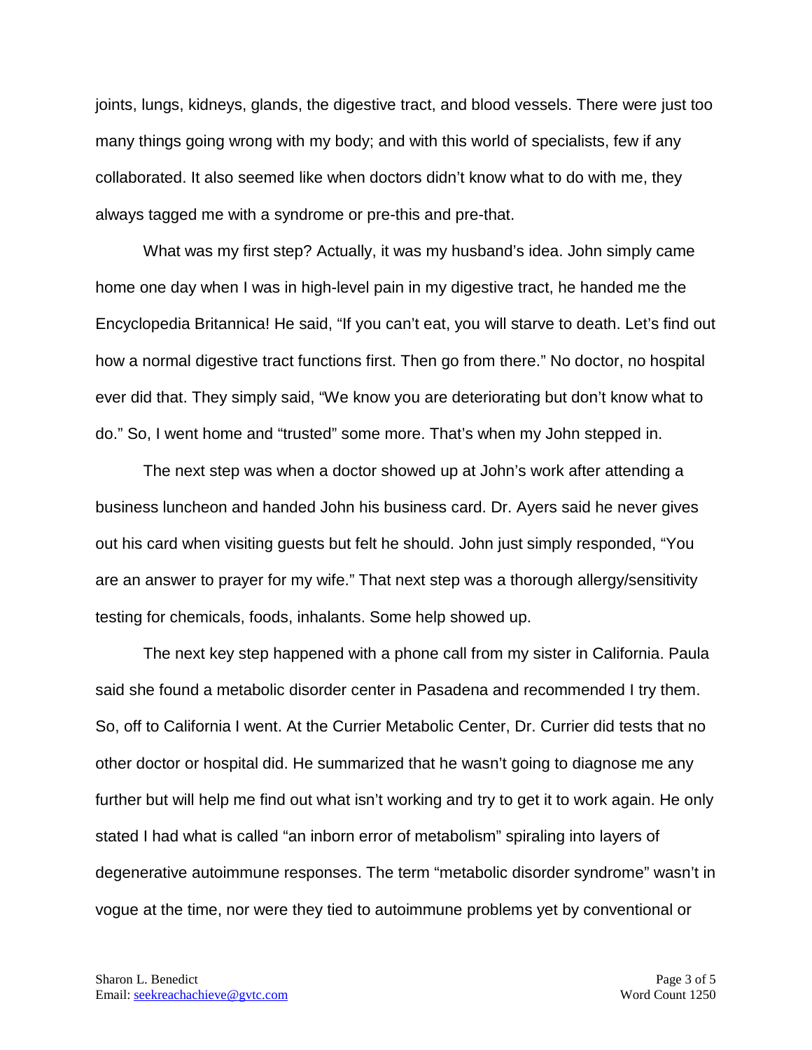joints, lungs, kidneys, glands, the digestive tract, and blood vessels. There were just too many things going wrong with my body; and with this world of specialists, few if any collaborated. It also seemed like when doctors didn't know what to do with me, they always tagged me with a syndrome or pre-this and pre-that.

What was my first step? Actually, it was my husband's idea. John simply came home one day when I was in high-level pain in my digestive tract, he handed me the Encyclopedia Britannica! He said, "If you can't eat, you will starve to death. Let's find out how a normal digestive tract functions first. Then go from there." No doctor, no hospital ever did that. They simply said, "We know you are deteriorating but don't know what to do." So, I went home and "trusted" some more. That's when my John stepped in.

The next step was when a doctor showed up at John's work after attending a business luncheon and handed John his business card. Dr. Ayers said he never gives out his card when visiting guests but felt he should. John just simply responded, "You are an answer to prayer for my wife." That next step was a thorough allergy/sensitivity testing for chemicals, foods, inhalants. Some help showed up.

The next key step happened with a phone call from my sister in California. Paula said she found a metabolic disorder center in Pasadena and recommended I try them. So, off to California I went. At the Currier Metabolic Center, Dr. Currier did tests that no other doctor or hospital did. He summarized that he wasn't going to diagnose me any further but will help me find out what isn't working and try to get it to work again. He only stated I had what is called "an inborn error of metabolism" spiraling into layers of degenerative autoimmune responses. The term "metabolic disorder syndrome" wasn't in vogue at the time, nor were they tied to autoimmune problems yet by conventional or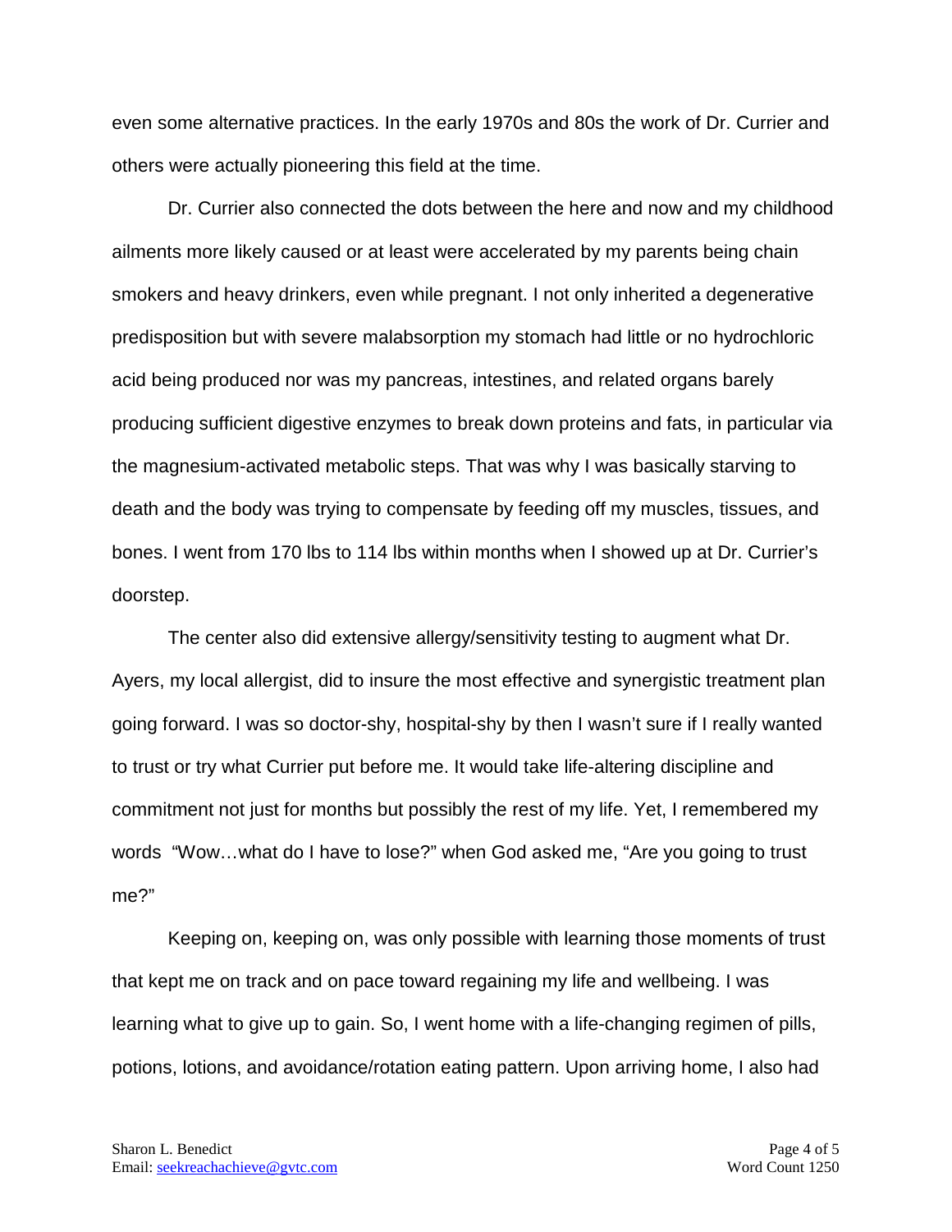even some alternative practices. In the early 1970s and 80s the work of Dr. Currier and others were actually pioneering this field at the time.

Dr. Currier also connected the dots between the here and now and my childhood ailments more likely caused or at least were accelerated by my parents being chain smokers and heavy drinkers, even while pregnant. I not only inherited a degenerative predisposition but with severe malabsorption my stomach had little or no hydrochloric acid being produced nor was my pancreas, intestines, and related organs barely producing sufficient digestive enzymes to break down proteins and fats, in particular via the magnesium-activated metabolic steps. That was why I was basically starving to death and the body was trying to compensate by feeding off my muscles, tissues, and bones. I went from 170 lbs to 114 lbs within months when I showed up at Dr. Currier's doorstep.

The center also did extensive allergy/sensitivity testing to augment what Dr. Ayers, my local allergist, did to insure the most effective and synergistic treatment plan going forward. I was so doctor-shy, hospital-shy by then I wasn't sure if I really wanted to trust or try what Currier put before me. It would take life-altering discipline and commitment not just for months but possibly the rest of my life. Yet, I remembered my words "Wow…what do I have to lose?" when God asked me, "Are you going to trust me?"

Keeping on, keeping on, was only possible with learning those moments of trust that kept me on track and on pace toward regaining my life and wellbeing. I was learning what to give up to gain. So, I went home with a life-changing regimen of pills, potions, lotions, and avoidance/rotation eating pattern. Upon arriving home, I also had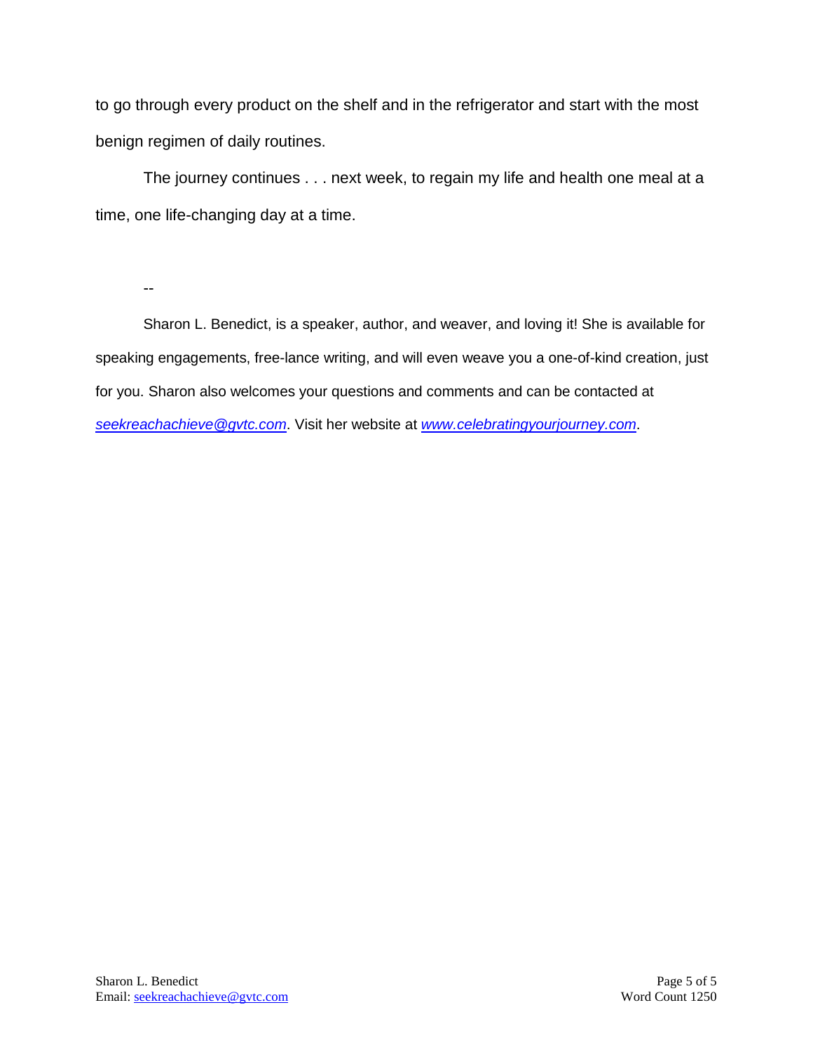to go through every product on the shelf and in the refrigerator and start with the most benign regimen of daily routines.

The journey continues . . . next week, to regain my life and health one meal at a time, one life-changing day at a time.

--

Sharon L. Benedict, is a speaker, author, and weaver, and loving it! She is available for speaking engagements, free-lance writing, and will even weave you a one-of-kind creation, just for you. Sharon also welcomes your questions and comments and can be contacted at *seekreachachieve@gvtc.com*. Visit her website at *www.celebratingyourjourney.com*.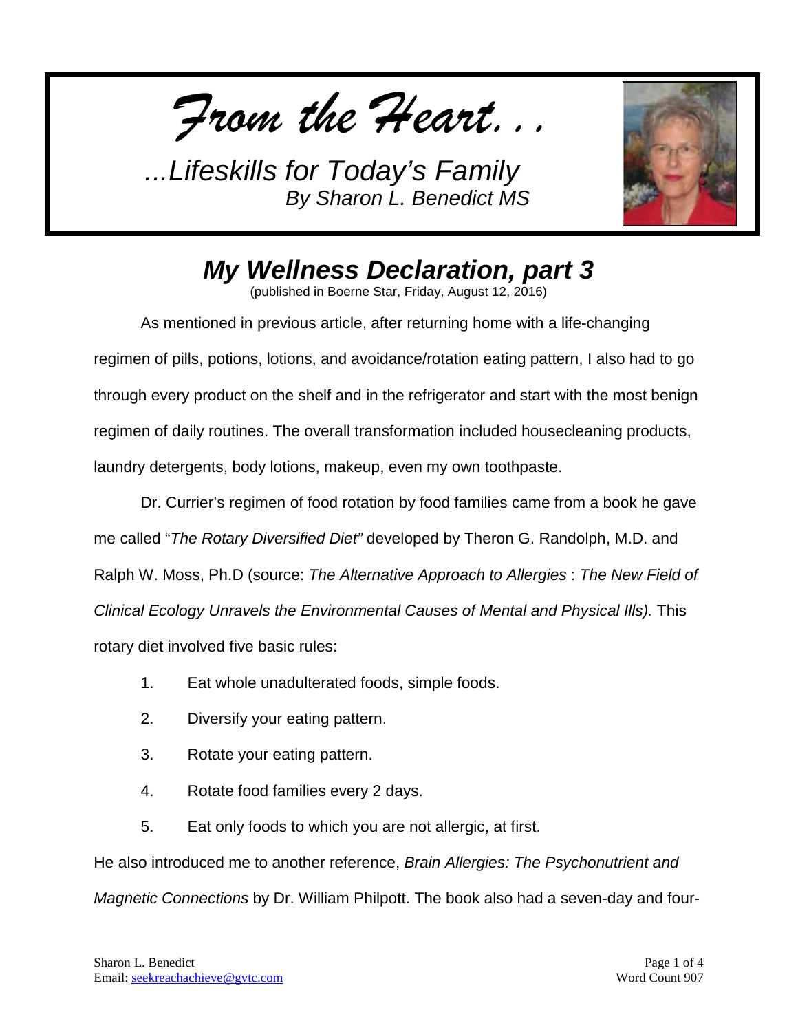*From the Heart. . .*

*...Lifeskills for Today's Family*
*By Sharon L. Benedict MS*

## *My Wellness Declaration, part 3*

(published in Boerne Star, Friday, August 12, 2016)

As mentioned in previous article, after returning home with a life-changing regimen of pills, potions, lotions, and avoidance/rotation eating pattern, I also had to go through every product on the shelf and in the refrigerator and start with the most benign regimen of daily routines. The overall transformation included housecleaning products, laundry detergents, body lotions, makeup, even my own toothpaste.

Dr. Currier's regimen of food rotation by food families came from a book he gave me called "*The Rotary Diversified Diet"* developed by Theron G. Randolph, M.D. and Ralph W. Moss, Ph.D (source: *The Alternative Approach to Allergies* : *The New Field of Clinical Ecology Unravels the Environmental Causes of Mental and Physical Ills).* This rotary diet involved five basic rules:

1. Eat whole unadulterated foods, simple foods.
2. Diversify your eating pattern.
3. Rotate your eating pattern.
4. Rotate food families every 2 days.
5. Eat only foods to which you are not allergic, at first.

He also introduced me to another reference, *Brain Allergies: The Psychonutrient and Magnetic Connections* by Dr. William Philpott. The book also had a seven-day and four-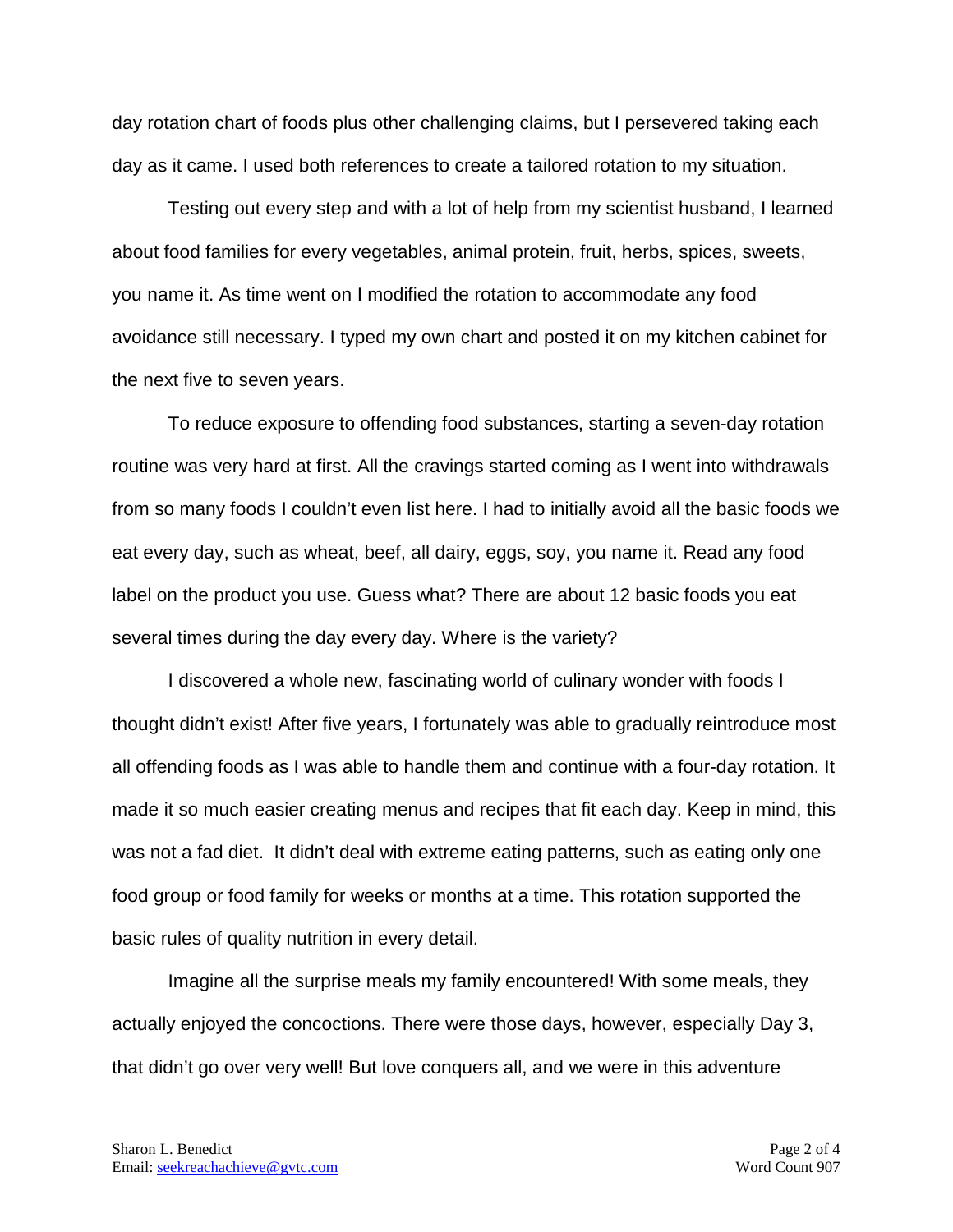day rotation chart of foods plus other challenging claims, but I persevered taking each day as it came. I used both references to create a tailored rotation to my situation.

Testing out every step and with a lot of help from my scientist husband, I learned about food families for every vegetables, animal protein, fruit, herbs, spices, sweets, you name it. As time went on I modified the rotation to accommodate any food avoidance still necessary. I typed my own chart and posted it on my kitchen cabinet for the next five to seven years.

To reduce exposure to offending food substances, starting a seven-day rotation routine was very hard at first. All the cravings started coming as I went into withdrawals from so many foods I couldn't even list here. I had to initially avoid all the basic foods we eat every day, such as wheat, beef, all dairy, eggs, soy, you name it. Read any food label on the product you use. Guess what? There are about 12 basic foods you eat several times during the day every day. Where is the variety?

I discovered a whole new, fascinating world of culinary wonder with foods I thought didn't exist! After five years, I fortunately was able to gradually reintroduce most all offending foods as I was able to handle them and continue with a four-day rotation. It made it so much easier creating menus and recipes that fit each day. Keep in mind, this was not a fad diet. It didn't deal with extreme eating patterns, such as eating only one food group or food family for weeks or months at a time. This rotation supported the basic rules of quality nutrition in every detail.

Imagine all the surprise meals my family encountered! With some meals, they actually enjoyed the concoctions. There were those days, however, especially Day 3, that didn't go over very well! But love conquers all, and we were in this adventure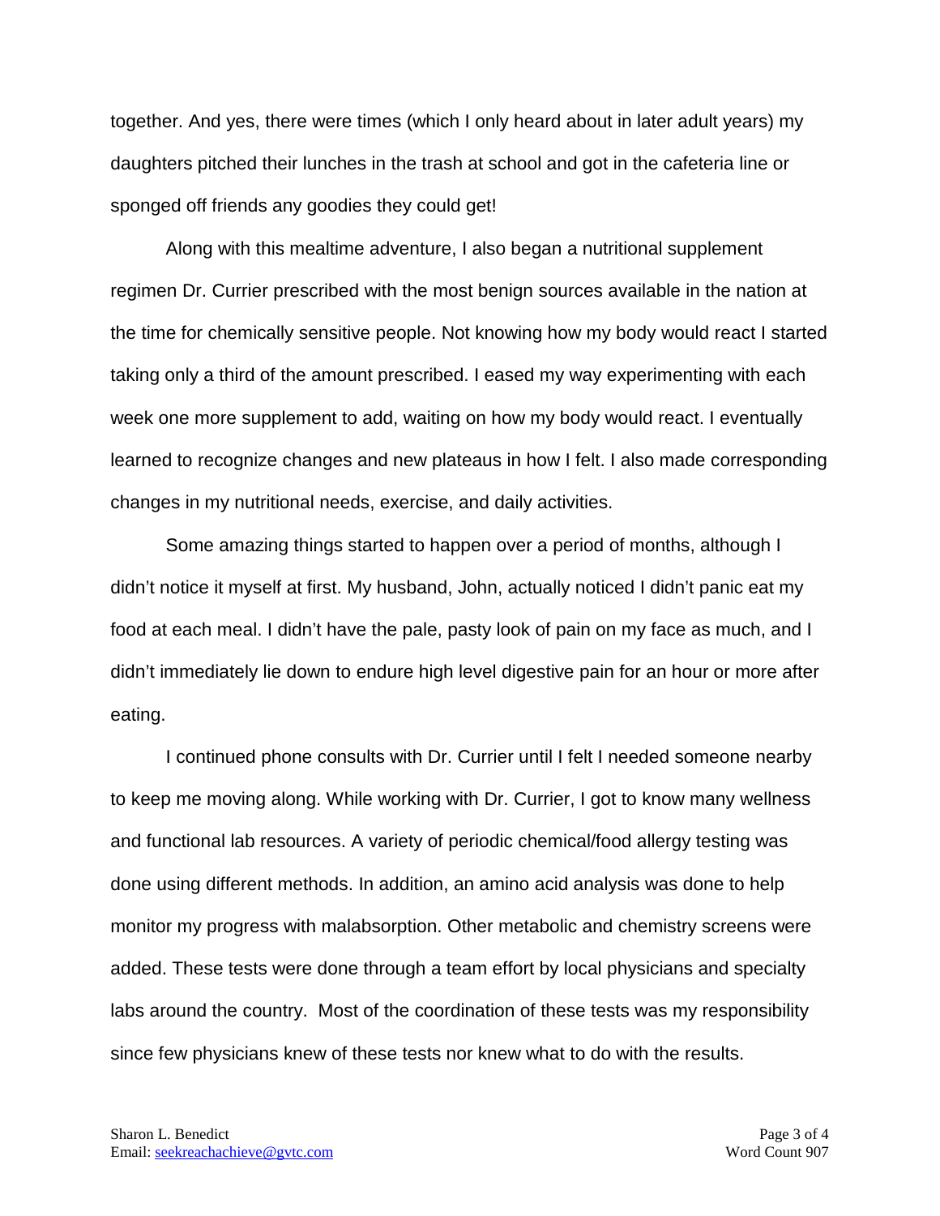together. And yes, there were times (which I only heard about in later adult years) my daughters pitched their lunches in the trash at school and got in the cafeteria line or sponged off friends any goodies they could get!

Along with this mealtime adventure, I also began a nutritional supplement regimen Dr. Currier prescribed with the most benign sources available in the nation at the time for chemically sensitive people. Not knowing how my body would react I started taking only a third of the amount prescribed. I eased my way experimenting with each week one more supplement to add, waiting on how my body would react. I eventually learned to recognize changes and new plateaus in how I felt. I also made corresponding changes in my nutritional needs, exercise, and daily activities.

Some amazing things started to happen over a period of months, although I didn't notice it myself at first. My husband, John, actually noticed I didn't panic eat my food at each meal. I didn't have the pale, pasty look of pain on my face as much, and I didn't immediately lie down to endure high level digestive pain for an hour or more after eating.

I continued phone consults with Dr. Currier until I felt I needed someone nearby to keep me moving along. While working with Dr. Currier, I got to know many wellness and functional lab resources. A variety of periodic chemical/food allergy testing was done using different methods. In addition, an amino acid analysis was done to help monitor my progress with malabsorption. Other metabolic and chemistry screens were added. These tests were done through a team effort by local physicians and specialty labs around the country. Most of the coordination of these tests was my responsibility since few physicians knew of these tests nor knew what to do with the results.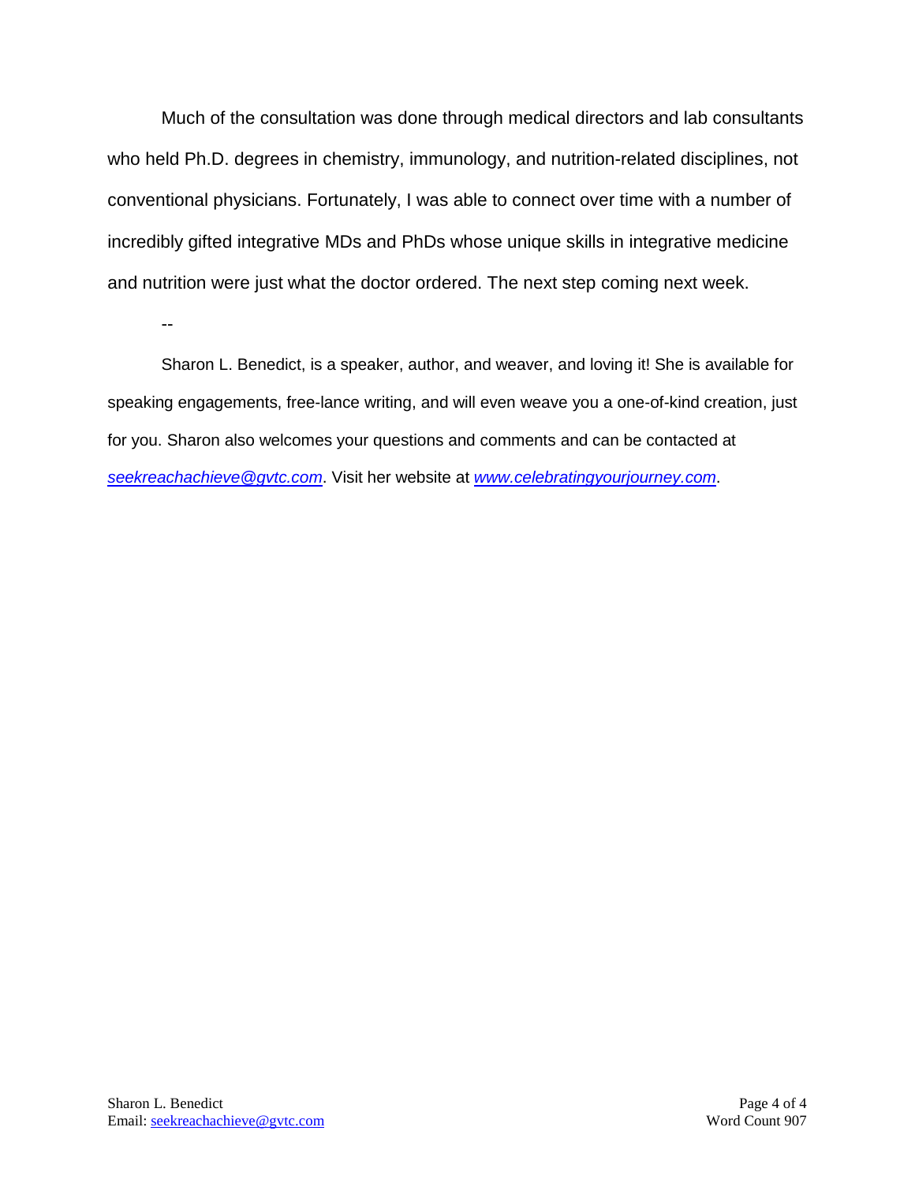Much of the consultation was done through medical directors and lab consultants who held Ph.D. degrees in chemistry, immunology, and nutrition-related disciplines, not conventional physicians. Fortunately, I was able to connect over time with a number of incredibly gifted integrative MDs and PhDs whose unique skills in integrative medicine and nutrition were just what the doctor ordered. The next step coming next week.

--

Sharon L. Benedict, is a speaker, author, and weaver, and loving it! She is available for speaking engagements, free-lance writing, and will even weave you a one-of-kind creation, just for you. Sharon also welcomes your questions and comments and can be contacted at *seekreachachieve@gvtc.com*. Visit her website at *www.celebratingyourjourney.com*.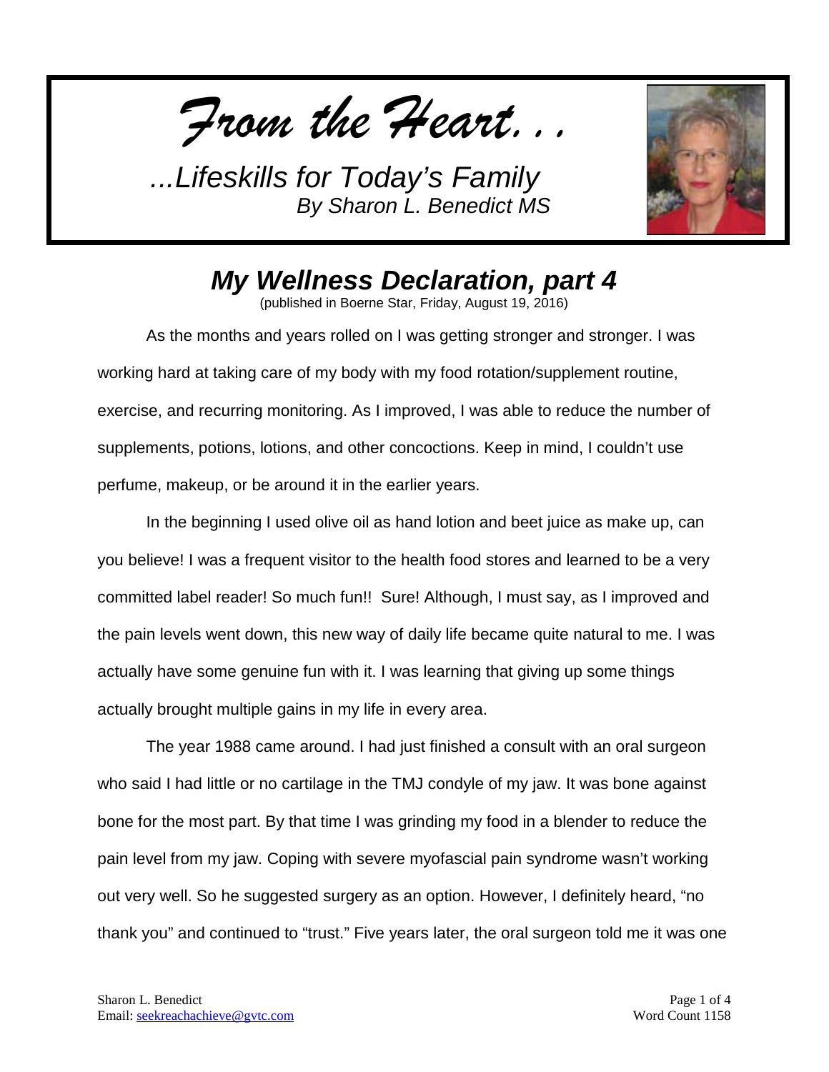*From the Heart...*

*...Lifeskills for Today's Family*
*By Sharon L. Benedict MS*

## *My Wellness Declaration, part 4*

(published in Boerne Star, Friday, August 19, 2016)

As the months and years rolled on I was getting stronger and stronger. I was working hard at taking care of my body with my food rotation/supplement routine, exercise, and recurring monitoring. As I improved, I was able to reduce the number of supplements, potions, lotions, and other concoctions. Keep in mind, I couldn't use perfume, makeup, or be around it in the earlier years.

In the beginning I used olive oil as hand lotion and beet juice as make up, can you believe! I was a frequent visitor to the health food stores and learned to be a very committed label reader! So much fun!! Sure! Although, I must say, as I improved and the pain levels went down, this new way of daily life became quite natural to me. I was actually have some genuine fun with it. I was learning that giving up some things actually brought multiple gains in my life in every area.

The year 1988 came around. I had just finished a consult with an oral surgeon who said I had little or no cartilage in the TMJ condyle of my jaw. It was bone against bone for the most part. By that time I was grinding my food in a blender to reduce the pain level from my jaw. Coping with severe myofascial pain syndrome wasn't working out very well. So he suggested surgery as an option. However, I definitely heard, "no thank you" and continued to "trust." Five years later, the oral surgeon told me it was one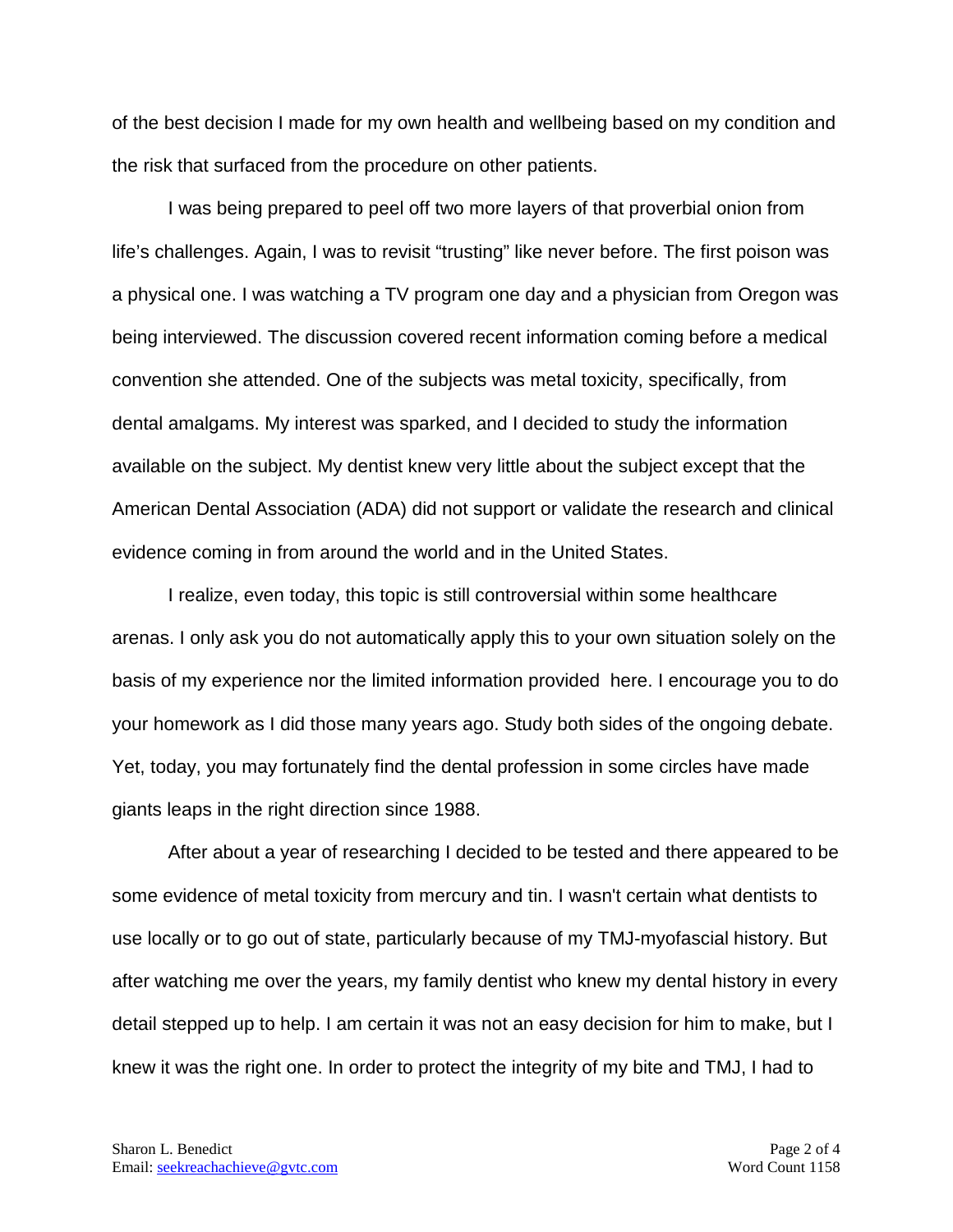of the best decision I made for my own health and wellbeing based on my condition and the risk that surfaced from the procedure on other patients.

I was being prepared to peel off two more layers of that proverbial onion from life's challenges. Again, I was to revisit "trusting" like never before. The first poison was a physical one. I was watching a TV program one day and a physician from Oregon was being interviewed. The discussion covered recent information coming before a medical convention she attended. One of the subjects was metal toxicity, specifically, from dental amalgams. My interest was sparked, and I decided to study the information available on the subject. My dentist knew very little about the subject except that the American Dental Association (ADA) did not support or validate the research and clinical evidence coming in from around the world and in the United States.

I realize, even today, this topic is still controversial within some healthcare arenas. I only ask you do not automatically apply this to your own situation solely on the basis of my experience nor the limited information provided here. I encourage you to do your homework as I did those many years ago. Study both sides of the ongoing debate. Yet, today, you may fortunately find the dental profession in some circles have made giants leaps in the right direction since 1988.

After about a year of researching I decided to be tested and there appeared to be some evidence of metal toxicity from mercury and tin. I wasn't certain what dentists to use locally or to go out of state, particularly because of my TMJ-myofascial history. But after watching me over the years, my family dentist who knew my dental history in every detail stepped up to help. I am certain it was not an easy decision for him to make, but I knew it was the right one. In order to protect the integrity of my bite and TMJ, I had to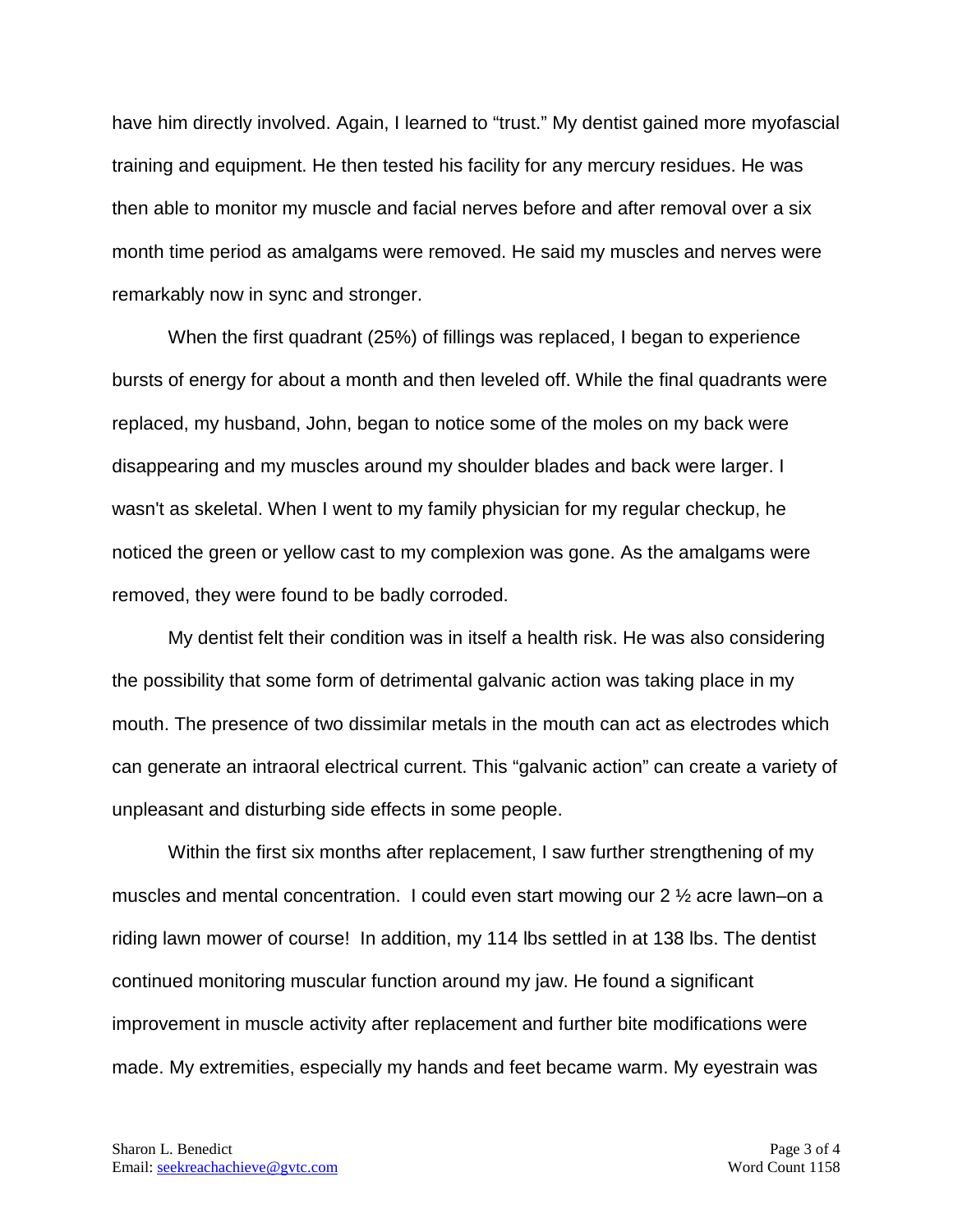have him directly involved. Again, I learned to “trust.” My dentist gained more myofascial training and equipment. He then tested his facility for any mercury residues. He was then able to monitor my muscle and facial nerves before and after removal over a six month time period as amalgams were removed. He said my muscles and nerves were remarkably now in sync and stronger.

When the first quadrant (25%) of fillings was replaced, I began to experience bursts of energy for about a month and then leveled off. While the final quadrants were replaced, my husband, John, began to notice some of the moles on my back were disappearing and my muscles around my shoulder blades and back were larger. I wasn't as skeletal. When I went to my family physician for my regular checkup, he noticed the green or yellow cast to my complexion was gone. As the amalgams were removed, they were found to be badly corroded.

My dentist felt their condition was in itself a health risk. He was also considering the possibility that some form of detrimental galvanic action was taking place in my mouth. The presence of two dissimilar metals in the mouth can act as electrodes which can generate an intraoral electrical current. This “galvanic action” can create a variety of unpleasant and disturbing side effects in some people.

Within the first six months after replacement, I saw further strengthening of my muscles and mental concentration. I could even start mowing our 2 ½ acre lawn–on a riding lawn mower of course! In addition, my 114 lbs settled in at 138 lbs. The dentist continued monitoring muscular function around my jaw. He found a significant improvement in muscle activity after replacement and further bite modifications were made. My extremities, especially my hands and feet became warm. My eyestrain was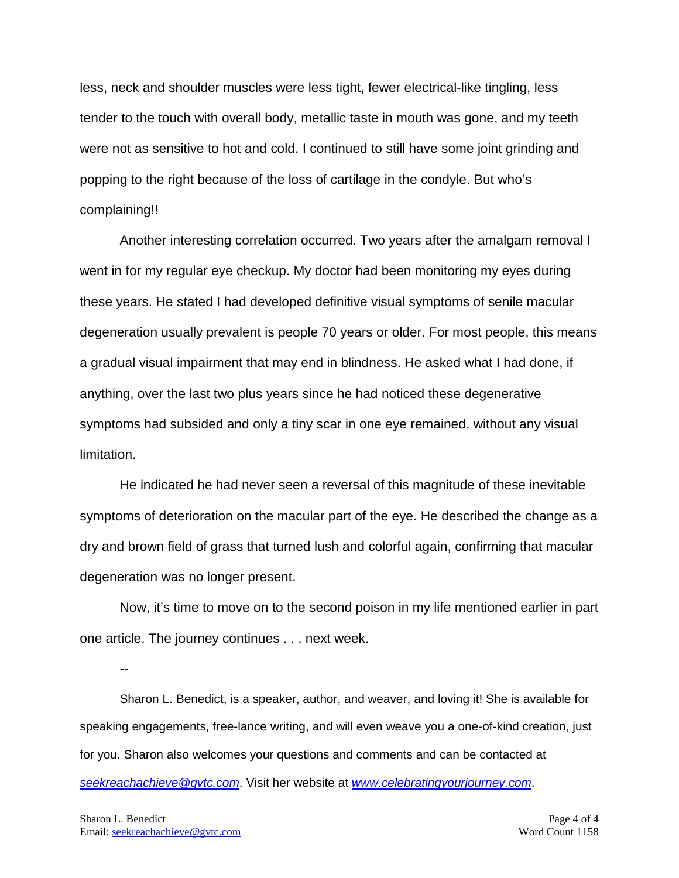less, neck and shoulder muscles were less tight, fewer electrical-like tingling, less tender to the touch with overall body, metallic taste in mouth was gone, and my teeth were not as sensitive to hot and cold. I continued to still have some joint grinding and popping to the right because of the loss of cartilage in the condyle. But who's complaining!!

Another interesting correlation occurred. Two years after the amalgam removal I went in for my regular eye checkup. My doctor had been monitoring my eyes during these years. He stated I had developed definitive visual symptoms of senile macular degeneration usually prevalent is people 70 years or older. For most people, this means a gradual visual impairment that may end in blindness. He asked what I had done, if anything, over the last two plus years since he had noticed these degenerative symptoms had subsided and only a tiny scar in one eye remained, without any visual limitation.

He indicated he had never seen a reversal of this magnitude of these inevitable symptoms of deterioration on the macular part of the eye. He described the change as a dry and brown field of grass that turned lush and colorful again, confirming that macular degeneration was no longer present.

Now, it's time to move on to the second poison in my life mentioned earlier in part one article. The journey continues . . . next week.

--

Sharon L. Benedict, is a speaker, author, and weaver, and loving it! She is available for speaking engagements, free-lance writing, and will even weave you a one-of-kind creation, just for you. Sharon also welcomes your questions and comments and can be contacted at *seekreachachieve@gvtc.com*. Visit her website at *www.celebratingyourjourney.com*.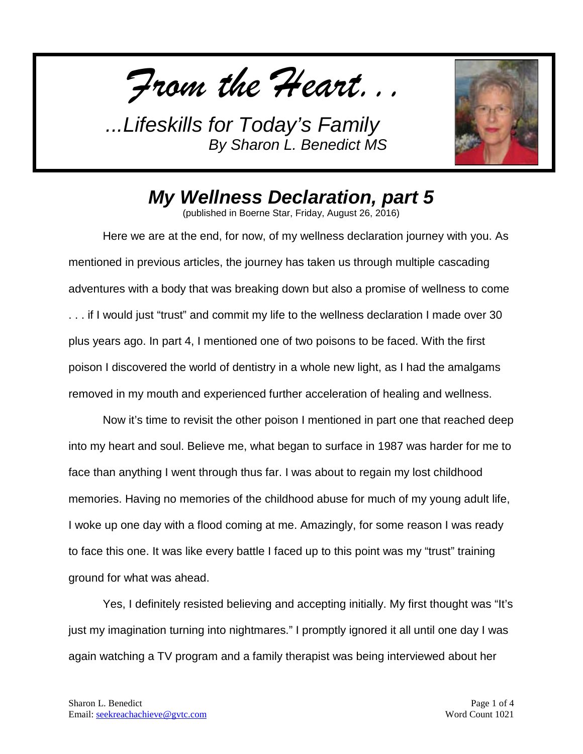*From the Heart…*

*…Lifeskills for Today's Family*
*By Sharon L. Benedict MS*

## *My Wellness Declaration, part 5*

(published in Boerne Star, Friday, August 26, 2016)

Here we are at the end, for now, of my wellness declaration journey with you. As mentioned in previous articles, the journey has taken us through multiple cascading adventures with a body that was breaking down but also a promise of wellness to come . . . if I would just "trust" and commit my life to the wellness declaration I made over 30 plus years ago. In part 4, I mentioned one of two poisons to be faced. With the first poison I discovered the world of dentistry in a whole new light, as I had the amalgams removed in my mouth and experienced further acceleration of healing and wellness.

Now it's time to revisit the other poison I mentioned in part one that reached deep into my heart and soul. Believe me, what began to surface in 1987 was harder for me to face than anything I went through thus far. I was about to regain my lost childhood memories. Having no memories of the childhood abuse for much of my young adult life, I woke up one day with a flood coming at me. Amazingly, for some reason I was ready to face this one. It was like every battle I faced up to this point was my "trust" training ground for what was ahead.

Yes, I definitely resisted believing and accepting initially. My first thought was "It's just my imagination turning into nightmares." I promptly ignored it all until one day I was again watching a TV program and a family therapist was being interviewed about her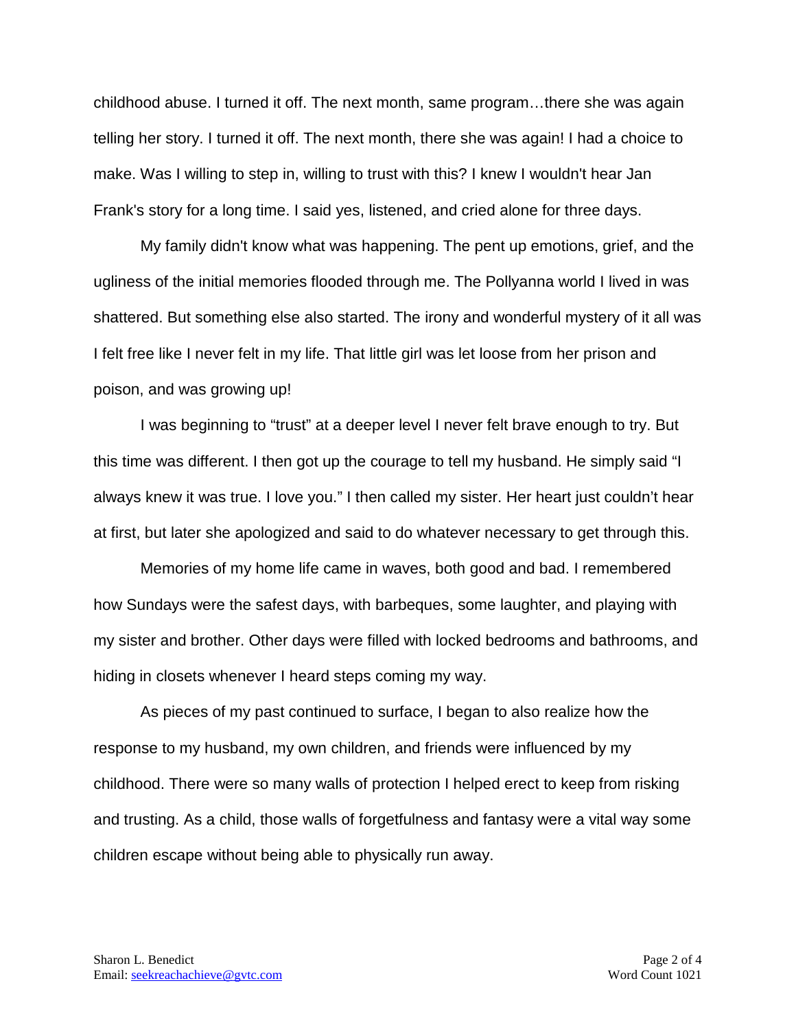childhood abuse. I turned it off. The next month, same program…there she was again telling her story. I turned it off. The next month, there she was again! I had a choice to make. Was I willing to step in, willing to trust with this? I knew I wouldn't hear Jan Frank's story for a long time. I said yes, listened, and cried alone for three days.

My family didn't know what was happening. The pent up emotions, grief, and the ugliness of the initial memories flooded through me. The Pollyanna world I lived in was shattered. But something else also started. The irony and wonderful mystery of it all was I felt free like I never felt in my life. That little girl was let loose from her prison and poison, and was growing up!

I was beginning to "trust" at a deeper level I never felt brave enough to try. But this time was different. I then got up the courage to tell my husband. He simply said "I always knew it was true. I love you." I then called my sister. Her heart just couldn't hear at first, but later she apologized and said to do whatever necessary to get through this.

Memories of my home life came in waves, both good and bad. I remembered how Sundays were the safest days, with barbeques, some laughter, and playing with my sister and brother. Other days were filled with locked bedrooms and bathrooms, and hiding in closets whenever I heard steps coming my way.

As pieces of my past continued to surface, I began to also realize how the response to my husband, my own children, and friends were influenced by my childhood. There were so many walls of protection I helped erect to keep from risking and trusting. As a child, those walls of forgetfulness and fantasy were a vital way some children escape without being able to physically run away.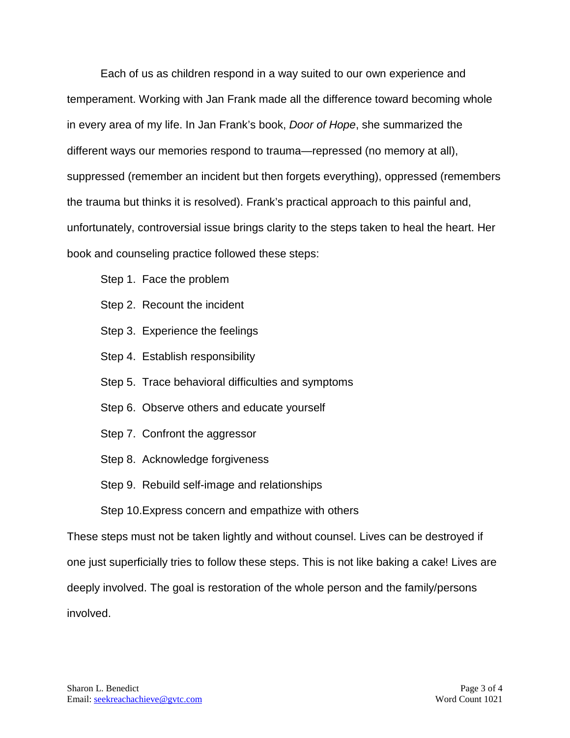Each of us as children respond in a way suited to our own experience and temperament. Working with Jan Frank made all the difference toward becoming whole in every area of my life. In Jan Frank's book, *Door of Hope*, she summarized the different ways our memories respond to trauma—repressed (no memory at all), suppressed (remember an incident but then forgets everything), oppressed (remembers the trauma but thinks it is resolved). Frank's practical approach to this painful and, unfortunately, controversial issue brings clarity to the steps taken to heal the heart. Her book and counseling practice followed these steps:

Step 1. Face the problem

Step 2. Recount the incident

Step 3. Experience the feelings

Step 4. Establish responsibility

Step 5. Trace behavioral difficulties and symptoms

Step 6. Observe others and educate yourself

Step 7. Confront the aggressor

Step 8. Acknowledge forgiveness

Step 9. Rebuild self-image and relationships

Step 10. Express concern and empathize with others

These steps must not be taken lightly and without counsel. Lives can be destroyed if one just superficially tries to follow these steps. This is not like baking a cake! Lives are deeply involved. The goal is restoration of the whole person and the family/persons involved.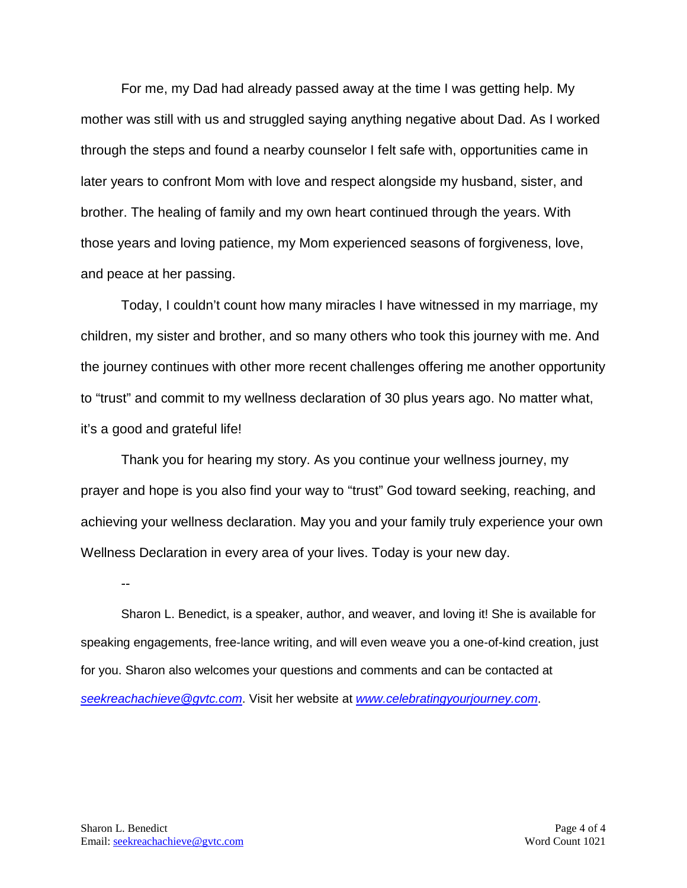For me, my Dad had already passed away at the time I was getting help. My mother was still with us and struggled saying anything negative about Dad. As I worked through the steps and found a nearby counselor I felt safe with, opportunities came in later years to confront Mom with love and respect alongside my husband, sister, and brother. The healing of family and my own heart continued through the years. With those years and loving patience, my Mom experienced seasons of forgiveness, love, and peace at her passing.

Today, I couldn't count how many miracles I have witnessed in my marriage, my children, my sister and brother, and so many others who took this journey with me. And the journey continues with other more recent challenges offering me another opportunity to "trust" and commit to my wellness declaration of 30 plus years ago. No matter what, it's a good and grateful life!

Thank you for hearing my story. As you continue your wellness journey, my prayer and hope is you also find your way to "trust" God toward seeking, reaching, and achieving your wellness declaration. May you and your family truly experience your own Wellness Declaration in every area of your lives. Today is your new day.

--

Sharon L. Benedict, is a speaker, author, and weaver, and loving it! She is available for speaking engagements, free-lance writing, and will even weave you a one-of-kind creation, just for you. Sharon also welcomes your questions and comments and can be contacted at *seekreachachieve@gvtc.com*. Visit her website at *www.celebratingyourjourney.com*.